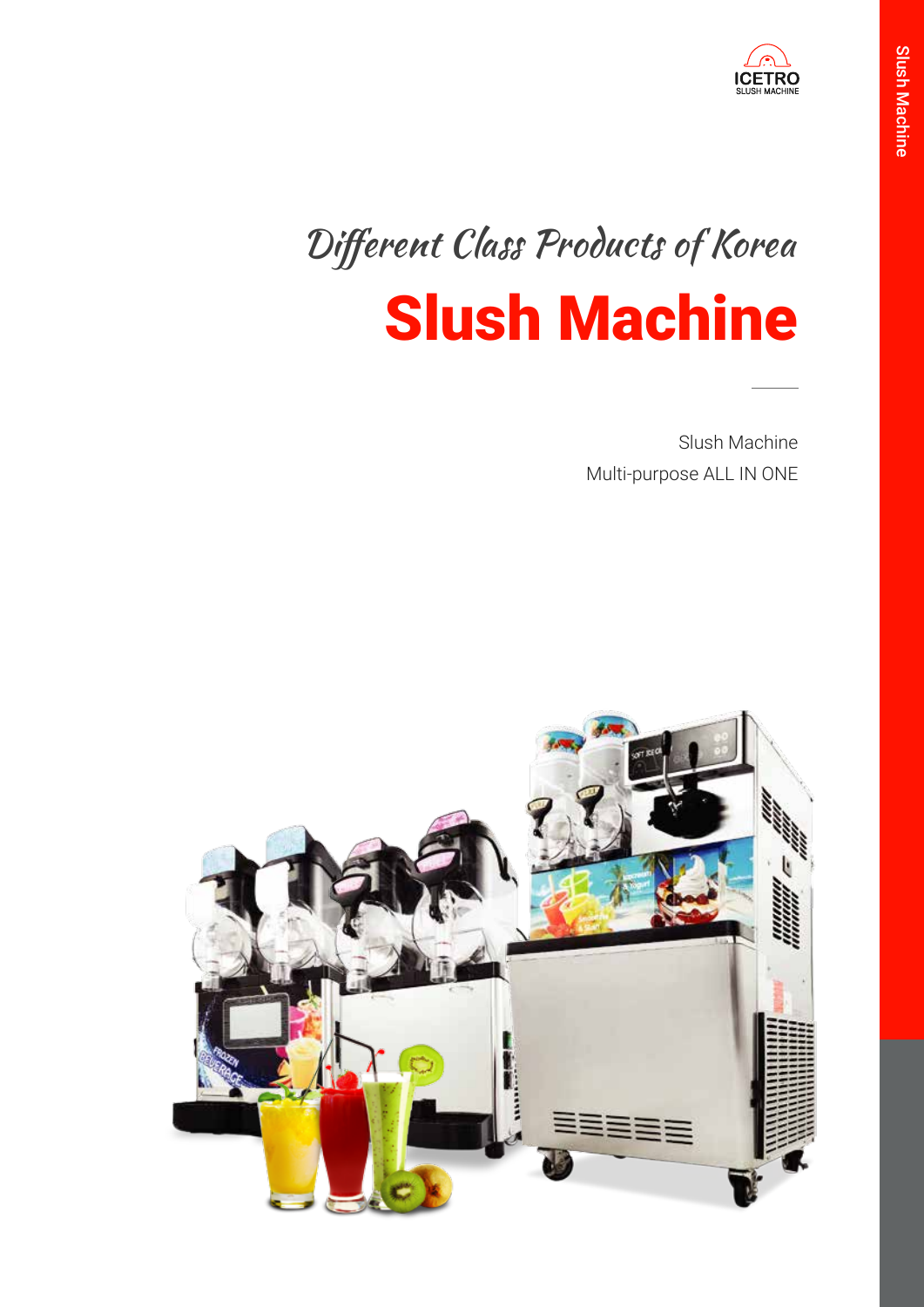ICETRO
SLUSH MACHINE

*Different Class Products of Korea*

# Slush Machine

Slush Machine
Multi-purpose ALL IN ONE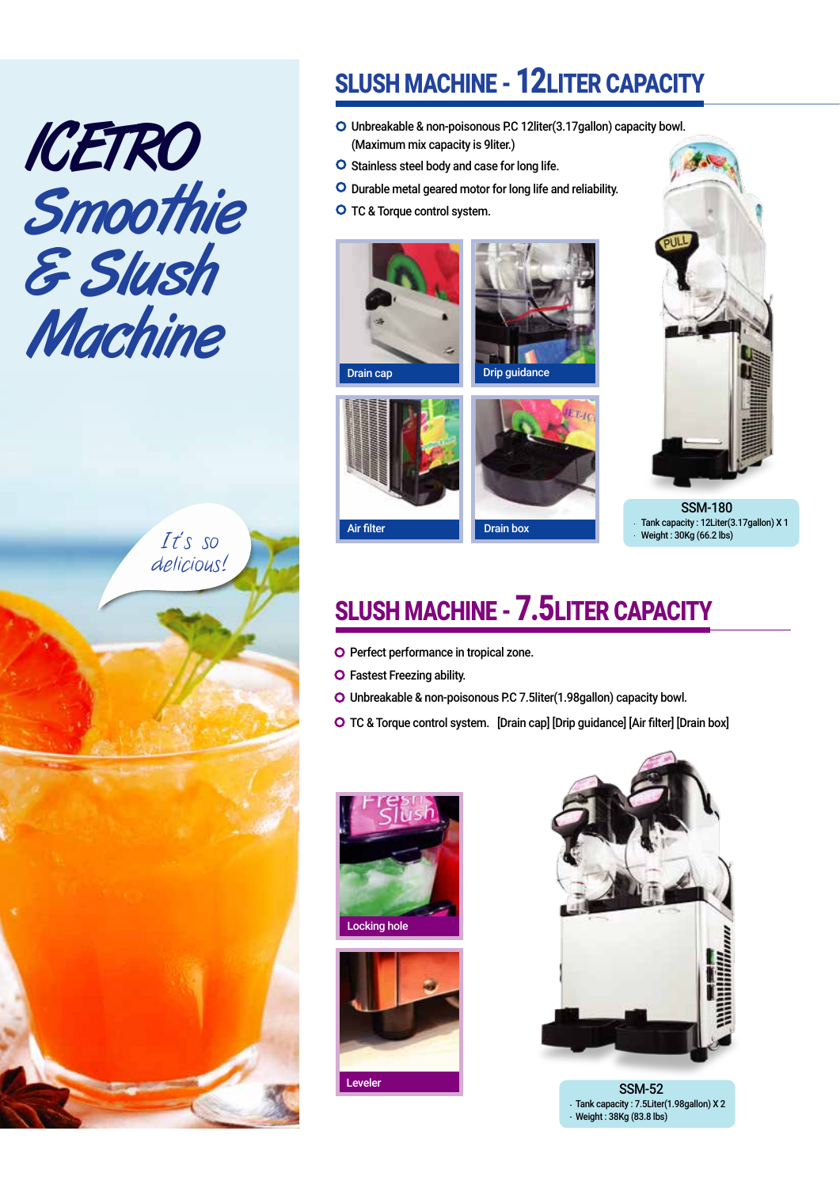# ICETRO Smoothie & Slush Machine

*It's so delicious!*

## SLUSH MACHINE - 12LITER CAPACITY

- Unbreakable & non-poisonous P.C 12liter(3.17gallon) capacity bowl. (Maximum mix capacity is 9liter.)
- Stainless steel body and case for long life.
- Durable metal geared motor for long life and reliability.
- TC & Torque control system.

Drain cap

Drip guidance

Air filter

Drain box

**SSM-180**

- Tank capacity : 12Liter(3.17gallon) X 1
- Weight : 30Kg (66.2 lbs)

## SLUSH MACHINE - 7.5LITER CAPACITY

- Perfect performance in tropical zone.
- Fastest Freezing ability.
- Unbreakable & non-poisonous P.C 7.5liter(1.98gallon) capacity bowl.
- TC & Torque control system. [Drain cap] [Drip guidance] [Air filter] [Drain box]

Locking hole

Leveler

**SSM-52**

- Tank capacity : 7.5Liter(1.98gallon) X 2
- Weight : 38Kg (83.8 lbs)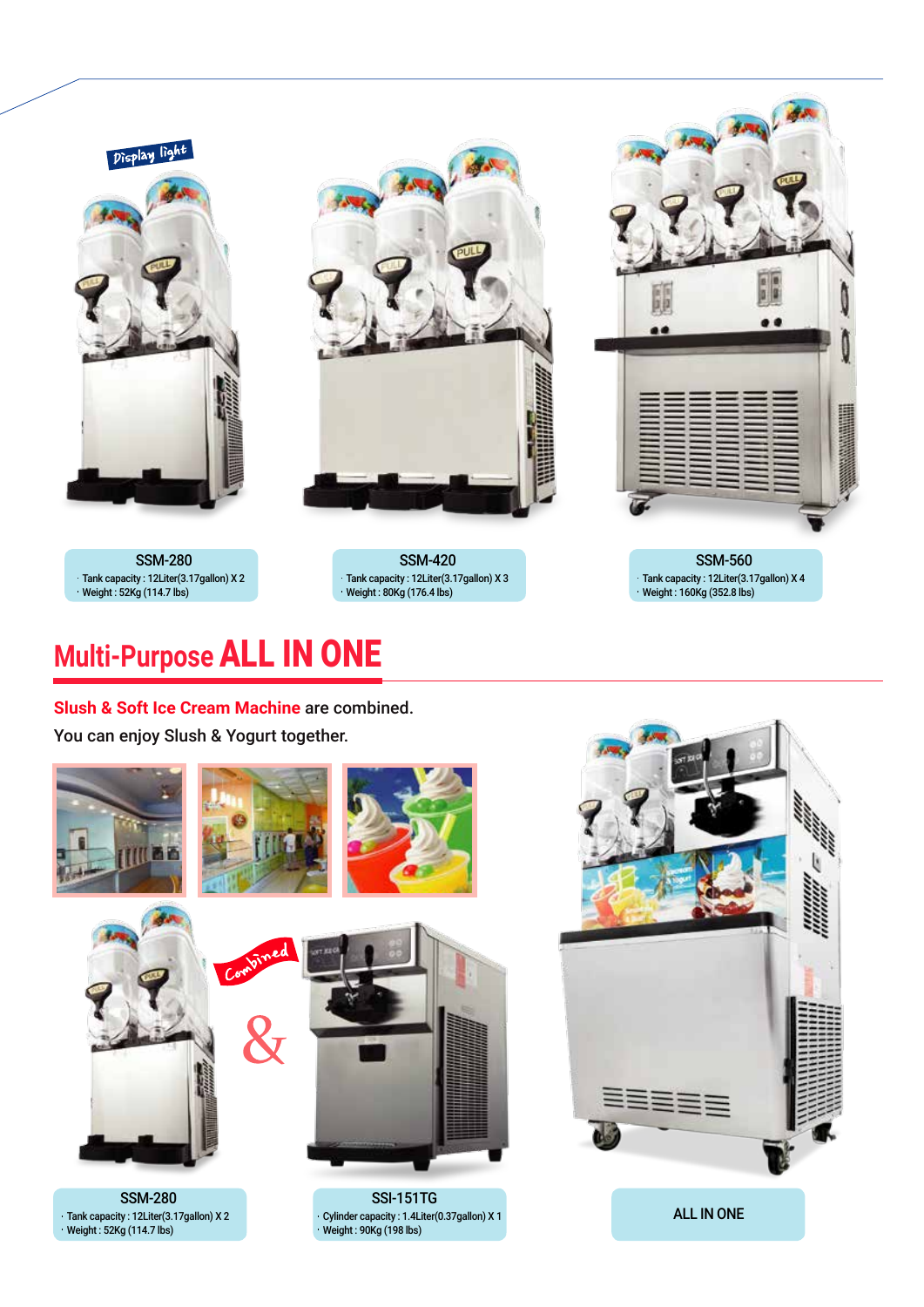Display light

**SSM-280**

- Tank capacity : 12Liter(3.17gallon) X 2
- Weight : 52Kg (114.7 lbs)

**SSM-420**

- Tank capacity : 12Liter(3.17gallon) X 3
- Weight : 80Kg (176.4 lbs)

**SSM-560**

- Tank capacity : 12Liter(3.17gallon) X 4
- Weight : 160Kg (352.8 lbs)

## Multi-Purpose ALL IN ONE

**Slush & Soft Ice Cream Machine** are combined.
You can enjoy Slush & Yogurt together.

Combined

&

**SSM-280**

- Tank capacity : 12Liter(3.17gallon) X 2
- Weight : 52Kg (114.7 lbs)

**SSI-151TG**

- Cylinder capacity : 1.4Liter(0.37gallon) X 1
- Weight : 90Kg (198 lbs)

**ALL IN ONE**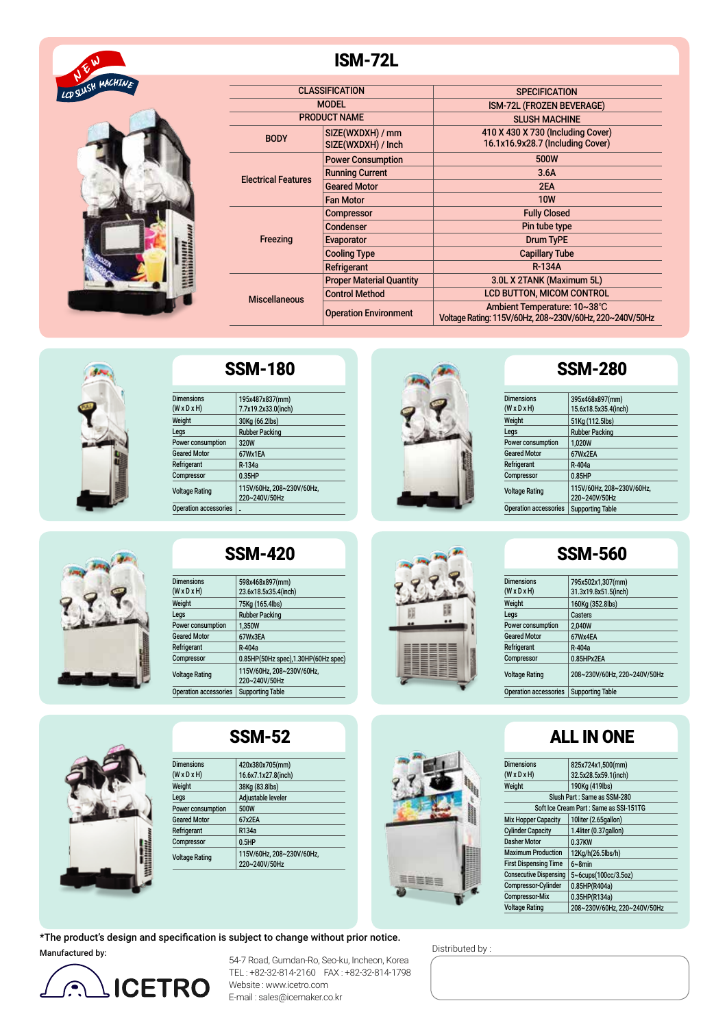NEW LCD SLUSH MACHINE

# ISM-72L

| CLASSIFICATION | | SPECIFICATION |
|---|---|---|
| MODEL | | ISM-72L (FROZEN BEVERAGE) |
| PRODUCT NAME | | SLUSH MACHINE |
| BODY | SIZE(WXDXH) / mm<br>SIZE(WXDXH) / Inch | 410 X 430 X 730 (Including Cover)<br>16.1x16.9x28.7 (Including Cover) |
| Electrical Features | Power Consumption | 500W |
| | Running Current | 3.6A |
| | Geared Motor | 2EA |
| | Fan Motor | 10W |
| Freezing | Compressor | Fully Closed |
| | Condenser | Pin tube type |
| | Evaporator | Drum TyPE |
| | Cooling Type | Capillary Tube |
| | Refrigerant | R-134A |
| Miscellaneous | Proper Material Quantity | 3.0L X 2TANK (Maximum 5L) |
| | Control Method | LCD BUTTON, MICOM CONTROL |
| | Operation Environment | Ambient Temperature: 10~38°C<br>Voltage Rating: 115V/60Hz, 208~230V/60Hz, 220~240V/50Hz |

## SSM-180

| | |
|---|---|
| Dimensions (W x D x H) | 195x487x837(mm)<br>7.7x19.2x33.0(inch) |
| Weight | 30Kg (66.2lbs) |
| Legs | Rubber Packing |
| Power consumption | 320W |
| Geared Motor | 67Wx1EA |
| Refrigerant | R-134a |
| Compressor | 0.35HP |
| Voltage Rating | 115V/60Hz, 208~230V/60Hz,<br>220~240V/50Hz |
| Operation accessories | - |

## SSM-280

| | |
|---|---|
| Dimensions (W x D x H) | 395x468x897(mm)<br>15.6x18.5x35.4(inch) |
| Weight | 51Kg (112.5lbs) |
| Legs | Rubber Packing |
| Power consumption | 1,020W |
| Geared Motor | 67Wx2EA |
| Refrigerant | R-404a |
| Compressor | 0.85HP |
| Voltage Rating | 115V/60Hz, 208~230V/60Hz,<br>220~240V/50Hz |
| Operation accessories | Supporting Table |

## SSM-420

| | |
|---|---|
| Dimensions (W x D x H) | 598x468x897(mm)<br>23.6x18.5x35.4(inch) |
| Weight | 75Kg (165.4lbs) |
| Legs | Rubber Packing |
| Power consumption | 1,350W |
| Geared Motor | 67Wx3EA |
| Refrigerant | R-404a |
| Compressor | 0.85HP(50Hz spec),1.30HP(60Hz spec) |
| Voltage Rating | 115V/60Hz, 208~230V/60Hz,<br>220~240V/50Hz |
| Operation accessories | Supporting Table |

## SSM-560

| | |
|---|---|
| Dimensions (W x D x H) | 795x502x1,307(mm)<br>31.3x19.8x51.5(inch) |
| Weight | 160Kg (352.8lbs) |
| Legs | Casters |
| Power consumption | 2,040W |
| Geared Motor | 67Wx4EA |
| Refrigerant | R-404a |
| Compressor | 0.85HPx2EA |
| Voltage Rating | 208~230V/60Hz, 220~240V/50Hz |
| Operation accessories | Supporting Table |

## SSM-52

| | |
|---|---|
| Dimensions (W x D x H) | 420x380x705(mm)<br>16.6x7.1x27.8(inch) |
| Weight | 38Kg (83.8lbs) |
| Legs | Adjustable leveler |
| Power consumption | 500W |
| Geared Motor | 67x2EA |
| Refrigerant | R134a |
| Compressor | 0.5HP |
| Voltage Rating | 115V/60Hz, 208~230V/60Hz,<br>220~240V/50Hz |

## ALL IN ONE

| | |
|---|---|
| Dimensions (W x D x H) | 825x724x1,500(mm)<br>32.5x28.5x59.1(inch) |
| Weight | 190Kg (419lbs) |
| Slush Part : Same as SSM-280 | |
| Soft Ice Cream Part : Same as SSI-151TG | |
| Mix Hopper Capacity | 10liter (2.65gallon) |
| Cylinder Capacity | 1.4liter (0.37gallon) |
| Dasher Motor | 0.37KW |
| Maximum Production | 12Kg/h(26.5lbs/h) |
| First Dispensing Time | 6~8min |
| Consecutive Dispensing | 5~6cups(100cc/3.5oz) |
| Compressor-Cylinder | 0.85HP(R404a) |
| Compressor-Mix | 0.35HP(R134a) |
| Voltage Rating | 208~230V/60Hz, 220~240V/50Hz |

*The product's design and specification is subject to change without prior notice.

Manufactured by:

ICETRO

54-7 Road, Gumdan-Ro, Seo-ku, Incheon, Korea
TEL : +82-32-814-2160 FAX : +82-32-814-1798
Website : www.icetro.com
E-mail : sales@icemaker.co.kr

Distributed by :